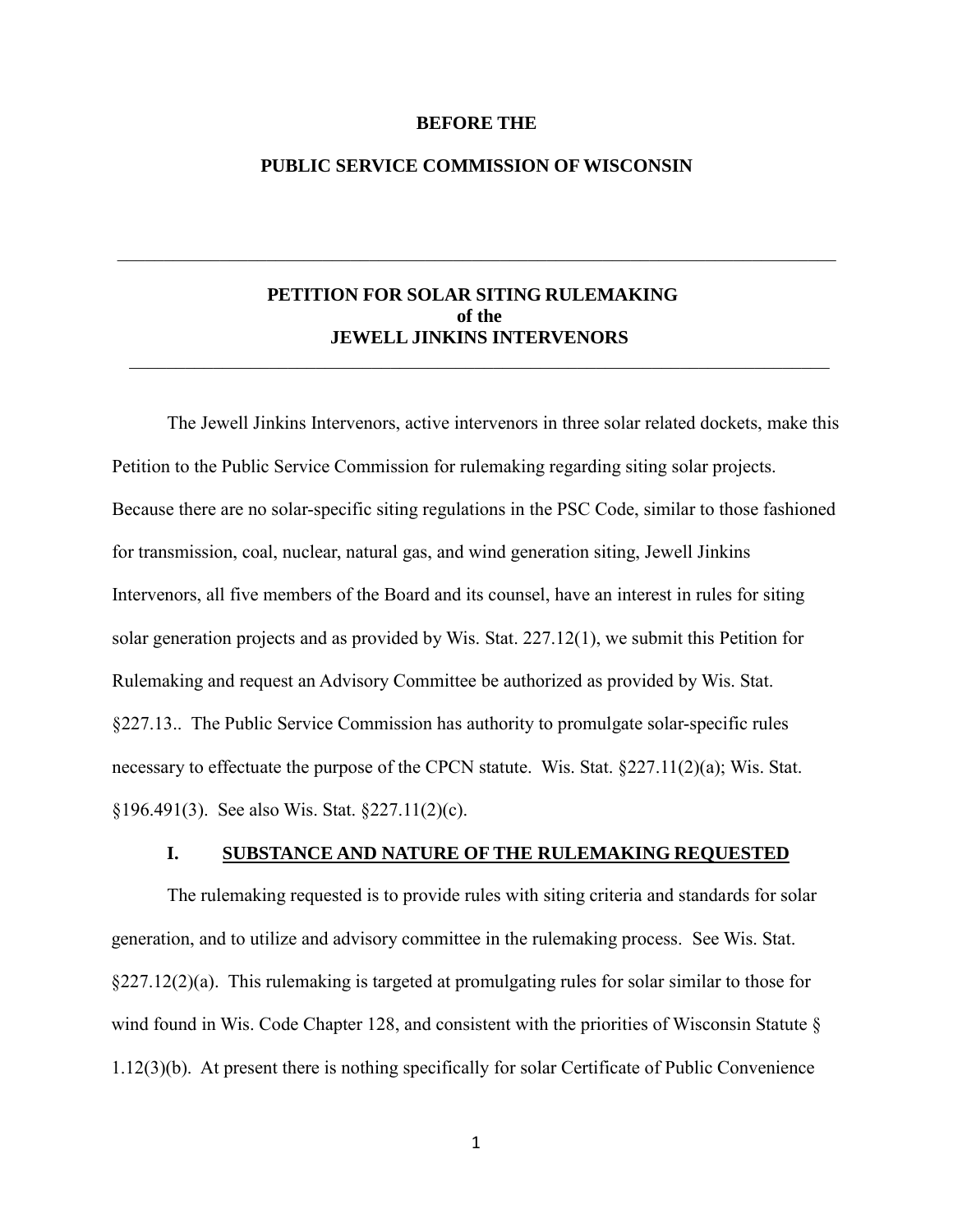**BEFORE THE**

**PUBLIC SERVICE COMMISSION OF WISCONSIN**

---

**PETITION FOR SOLAR SITING RULEMAKING**
**of the**
**JEWELL JINKINS INTERVENORS**

---

The Jewell Jinkins Intervenors, active intervenors in three solar related dockets, make this Petition to the Public Service Commission for rulemaking regarding siting solar projects. Because there are no solar-specific siting regulations in the PSC Code, similar to those fashioned for transmission, coal, nuclear, natural gas, and wind generation siting, Jewell Jinkins Intervenors, all five members of the Board and its counsel, have an interest in rules for siting solar generation projects and as provided by Wis. Stat. 227.12(1), we submit this Petition for Rulemaking and request an Advisory Committee be authorized as provided by Wis. Stat. §227.13.. The Public Service Commission has authority to promulgate solar-specific rules necessary to effectuate the purpose of the CPCN statute. Wis. Stat. §227.11(2)(a); Wis. Stat. §196.491(3). See also Wis. Stat. §227.11(2)(c).

## I. <u>SUBSTANCE AND NATURE OF THE RULEMAKING REQUESTED</u>

The rulemaking requested is to provide rules with siting criteria and standards for solar generation, and to utilize and advisory committee in the rulemaking process. See Wis. Stat. §227.12(2)(a). This rulemaking is targeted at promulgating rules for solar similar to those for wind found in Wis. Code Chapter 128, and consistent with the priorities of Wisconsin Statute § 1.12(3)(b). At present there is nothing specifically for solar Certificate of Public Convenience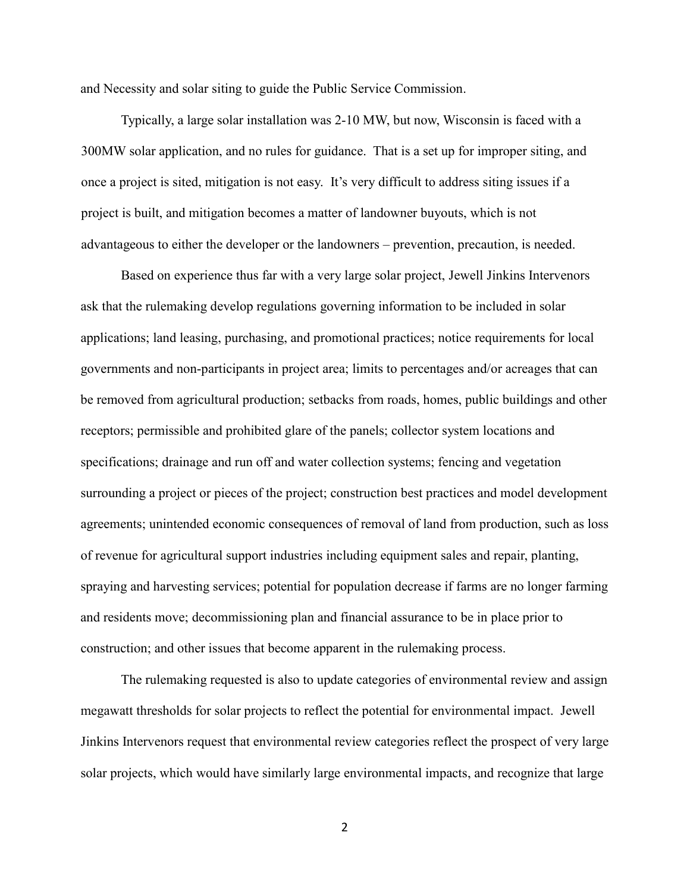and Necessity and solar siting to guide the Public Service Commission.

Typically, a large solar installation was 2-10 MW, but now, Wisconsin is faced with a 300MW solar application, and no rules for guidance. That is a set up for improper siting, and once a project is sited, mitigation is not easy. It's very difficult to address siting issues if a project is built, and mitigation becomes a matter of landowner buyouts, which is not advantageous to either the developer or the landowners – prevention, precaution, is needed.

Based on experience thus far with a very large solar project, Jewell Jinkins Intervenors ask that the rulemaking develop regulations governing information to be included in solar applications; land leasing, purchasing, and promotional practices; notice requirements for local governments and non-participants in project area; limits to percentages and/or acreages that can be removed from agricultural production; setbacks from roads, homes, public buildings and other receptors; permissible and prohibited glare of the panels; collector system locations and specifications; drainage and run off and water collection systems; fencing and vegetation surrounding a project or pieces of the project; construction best practices and model development agreements; unintended economic consequences of removal of land from production, such as loss of revenue for agricultural support industries including equipment sales and repair, planting, spraying and harvesting services; potential for population decrease if farms are no longer farming and residents move; decommissioning plan and financial assurance to be in place prior to construction; and other issues that become apparent in the rulemaking process.

The rulemaking requested is also to update categories of environmental review and assign megawatt thresholds for solar projects to reflect the potential for environmental impact. Jewell Jinkins Intervenors request that environmental review categories reflect the prospect of very large solar projects, which would have similarly large environmental impacts, and recognize that large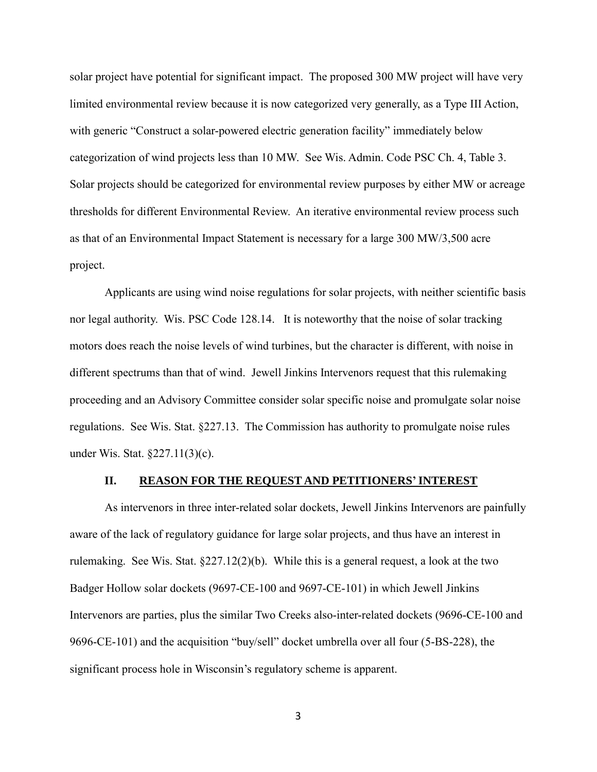solar project have potential for significant impact. The proposed 300 MW project will have very limited environmental review because it is now categorized very generally, as a Type III Action, with generic "Construct a solar-powered electric generation facility" immediately below categorization of wind projects less than 10 MW. See Wis. Admin. Code PSC Ch. 4, Table 3. Solar projects should be categorized for environmental review purposes by either MW or acreage thresholds for different Environmental Review. An iterative environmental review process such as that of an Environmental Impact Statement is necessary for a large 300 MW/3,500 acre project.

Applicants are using wind noise regulations for solar projects, with neither scientific basis nor legal authority. Wis. PSC Code 128.14. It is noteworthy that the noise of solar tracking motors does reach the noise levels of wind turbines, but the character is different, with noise in different spectrums than that of wind. Jewell Jinkins Intervenors request that this rulemaking proceeding and an Advisory Committee consider solar specific noise and promulgate solar noise regulations. See Wis. Stat. §227.13. The Commission has authority to promulgate noise rules under Wis. Stat. §227.11(3)(c).

## II. REASON FOR THE REQUEST AND PETITIONERS' INTEREST

As intervenors in three inter-related solar dockets, Jewell Jinkins Intervenors are painfully aware of the lack of regulatory guidance for large solar projects, and thus have an interest in rulemaking. See Wis. Stat. §227.12(2)(b). While this is a general request, a look at the two Badger Hollow solar dockets (9697-CE-100 and 9697-CE-101) in which Jewell Jinkins Intervenors are parties, plus the similar Two Creeks also-inter-related dockets (9696-CE-100 and 9696-CE-101) and the acquisition "buy/sell" docket umbrella over all four (5-BS-228), the significant process hole in Wisconsin's regulatory scheme is apparent.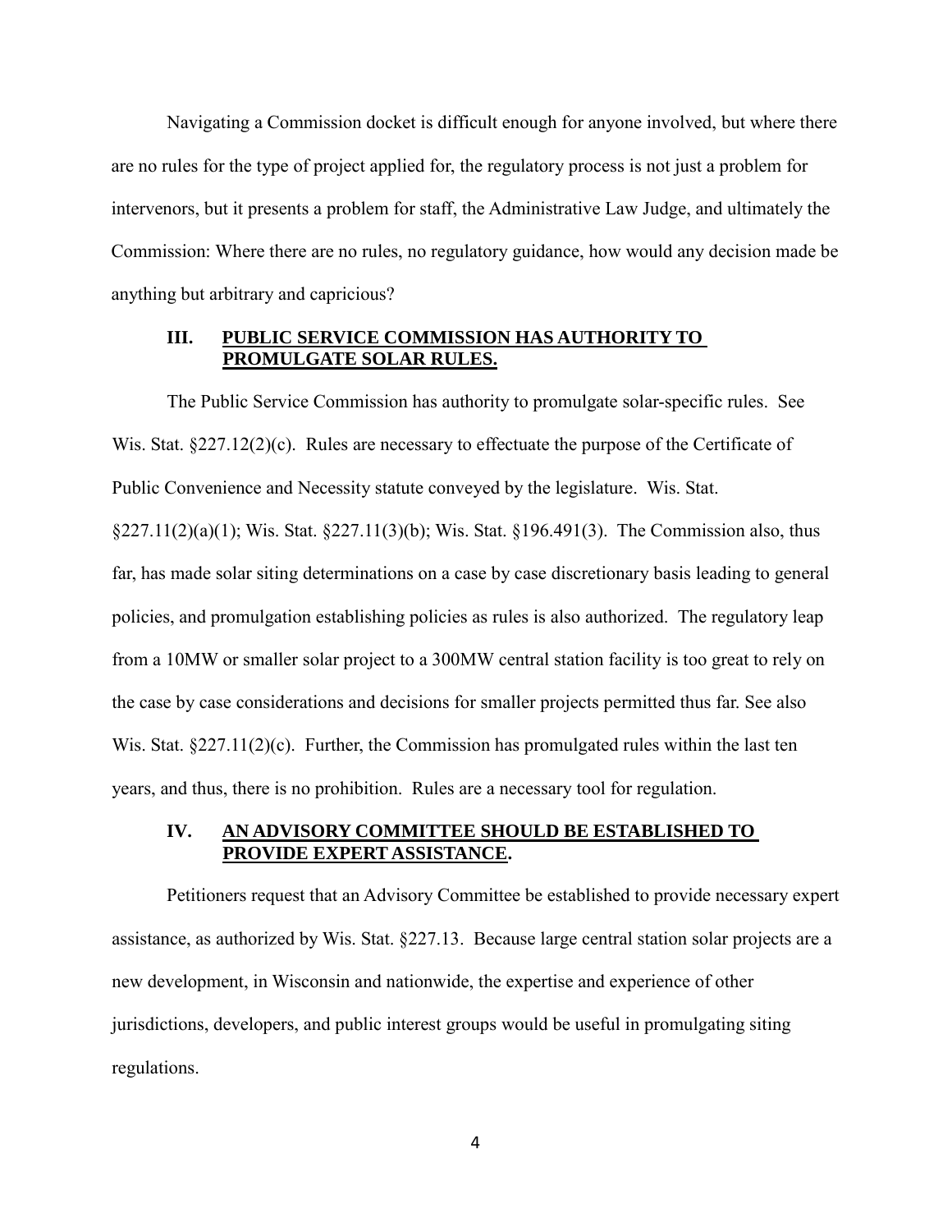Navigating a Commission docket is difficult enough for anyone involved, but where there are no rules for the type of project applied for, the regulatory process is not just a problem for intervenors, but it presents a problem for staff, the Administrative Law Judge, and ultimately the Commission: Where there are no rules, no regulatory guidance, how would any decision made be anything but arbitrary and capricious?

## III. PUBLIC SERVICE COMMISSION HAS AUTHORITY TO PROMULGATE SOLAR RULES.

The Public Service Commission has authority to promulgate solar-specific rules. See Wis. Stat. §227.12(2)(c). Rules are necessary to effectuate the purpose of the Certificate of Public Convenience and Necessity statute conveyed by the legislature. Wis. Stat. §227.11(2)(a)(1); Wis. Stat. §227.11(3)(b); Wis. Stat. §196.491(3). The Commission also, thus far, has made solar siting determinations on a case by case discretionary basis leading to general policies, and promulgation establishing policies as rules is also authorized. The regulatory leap from a 10MW or smaller solar project to a 300MW central station facility is too great to rely on the case by case considerations and decisions for smaller projects permitted thus far. See also Wis. Stat. §227.11(2)(c). Further, the Commission has promulgated rules within the last ten years, and thus, there is no prohibition. Rules are a necessary tool for regulation.

## IV. AN ADVISORY COMMITTEE SHOULD BE ESTABLISHED TO PROVIDE EXPERT ASSISTANCE.

Petitioners request that an Advisory Committee be established to provide necessary expert assistance, as authorized by Wis. Stat. §227.13. Because large central station solar projects are a new development, in Wisconsin and nationwide, the expertise and experience of other jurisdictions, developers, and public interest groups would be useful in promulgating siting regulations.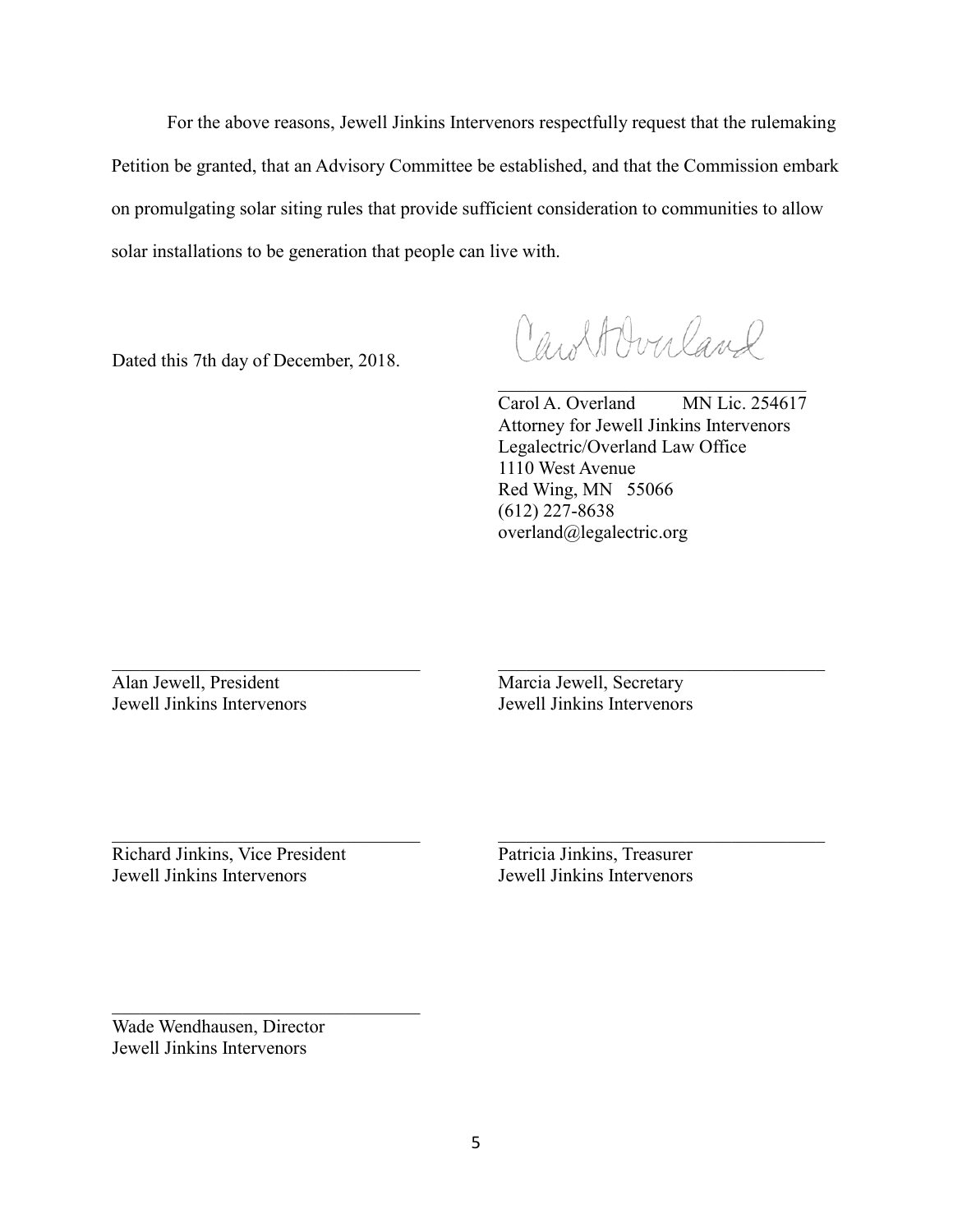For the above reasons, Jewell Jinkins Intervenors respectfully request that the rulemaking Petition be granted, that an Advisory Committee be established, and that the Commission embark on promulgating solar siting rules that provide sufficient consideration to communities to allow solar installations to be generation that people can live with.

Dated this 7th day of December, 2018.

Carol A. Overland

\_\_\_\_\_\_\_\_\_\_\_\_\_\_\_\_\_\_\_\_\_\_\_\_\_\_\_\_\_\_\_\_\_\_
Carol A. Overland MN Lic. 254617
Attorney for Jewell Jinkins Intervenors
Legalectric/Overland Law Office
1110 West Avenue
Red Wing, MN 55066
(612) 227-8638
overland@legalectric.org

\_\_\_\_\_\_\_\_\_\_\_\_\_\_\_\_\_\_\_\_\_\_\_\_\_\_\_\_\_\_\_\_\_\_
Alan Jewell, President
Jewell Jinkins Intervenors

\_\_\_\_\_\_\_\_\_\_\_\_\_\_\_\_\_\_\_\_\_\_\_\_\_\_\_\_\_\_\_\_\_\_
Marcia Jewell, Secretary
Jewell Jinkins Intervenors

\_\_\_\_\_\_\_\_\_\_\_\_\_\_\_\_\_\_\_\_\_\_\_\_\_\_\_\_\_\_\_\_\_\_
Richard Jinkins, Vice President
Jewell Jinkins Intervenors

\_\_\_\_\_\_\_\_\_\_\_\_\_\_\_\_\_\_\_\_\_\_\_\_\_\_\_\_\_\_\_\_\_\_
Patricia Jinkins, Treasurer
Jewell Jinkins Intervenors

\_\_\_\_\_\_\_\_\_\_\_\_\_\_\_\_\_\_\_\_\_\_\_\_\_\_\_\_\_\_\_\_\_\_
Wade Wendhausen, Director
Jewell Jinkins Intervenors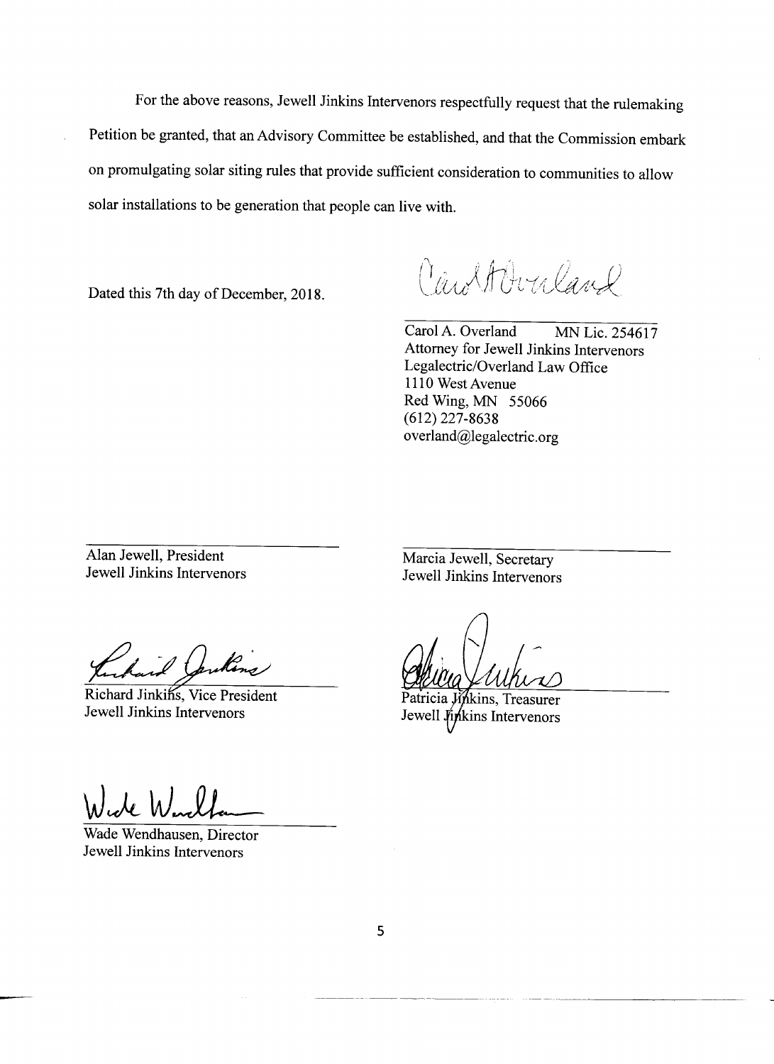For the above reasons, Jewell Jinkins Intervenors respectfully request that the rulemaking Petition be granted, that an Advisory Committee be established, and that the Commission embark on promulgating solar siting rules that provide sufficient consideration to communities to allow solar installations to be generation that people can live with.

Dated this 7th day of December, 2018.

Carol A. Overland MN Lic. 254617
Attorney for Jewell Jinkins Intervenors
Legalectric/Overland Law Office
1110 West Avenue
Red Wing, MN 55066
(612) 227-8638
overland@legalectric.org

Alan Jewell, President
Jewell Jinkins Intervenors

Marcia Jewell, Secretary
Jewell Jinkins Intervenors

Richard Jinkins, Vice President
Jewell Jinkins Intervenors

Patricia Jinkins, Treasurer
Jewell Jinkins Intervenors

Wade Wendhausen, Director
Jewell Jinkins Intervenors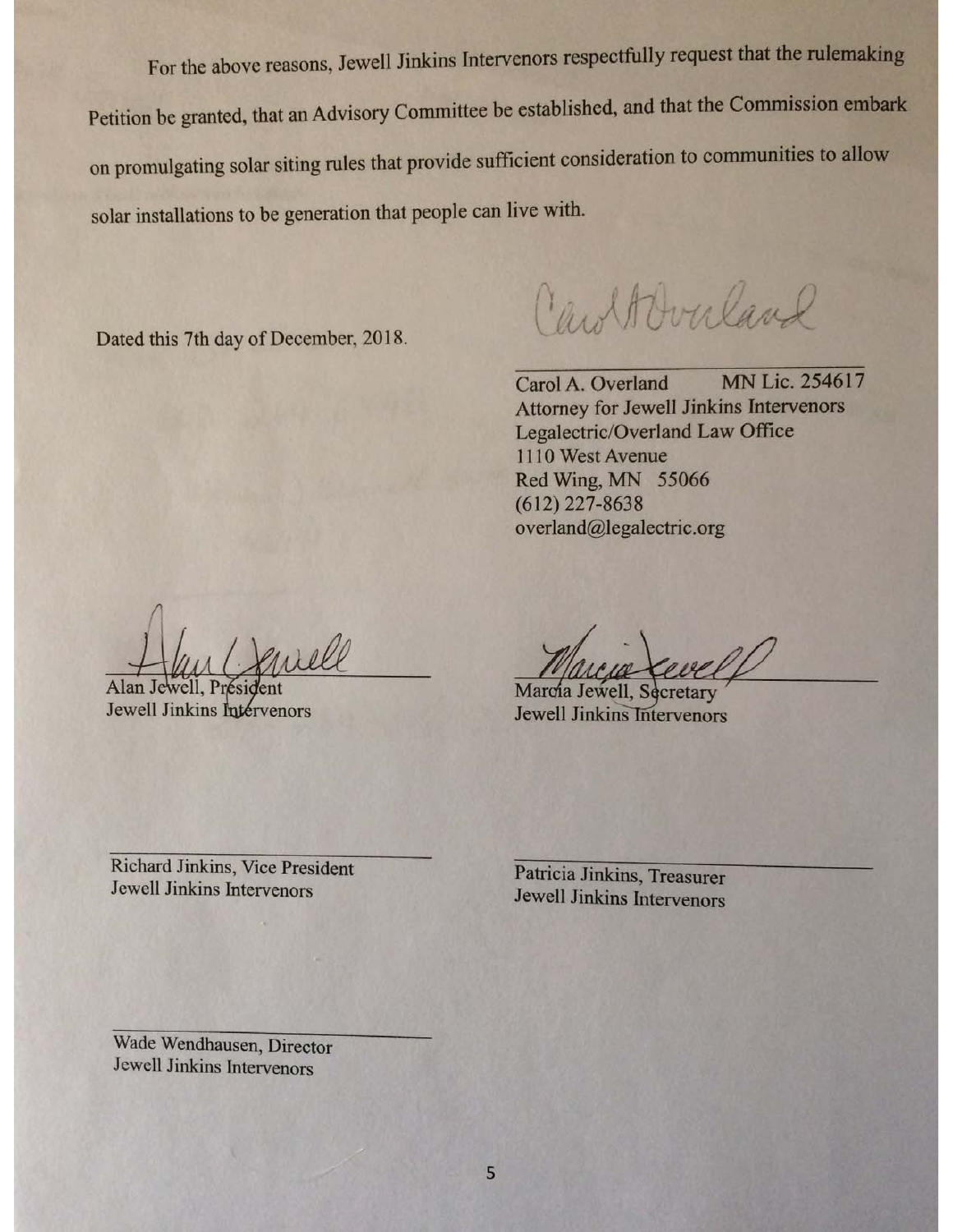For the above reasons, Jewell Jinkins Intervenors respectfully request that the rulemaking Petition be granted, that an Advisory Committee be established, and that the Commission embark on promulgating solar siting rules that provide sufficient consideration to communities to allow solar installations to be generation that people can live with.

Dated this 7th day of December, 2018.

Carol A. Overland MN Lic. 254617
Attorney for Jewell Jinkins Intervenors
Legalectric/Overland Law Office
1110 West Avenue
Red Wing, MN 55066
(612) 227-8638
overland@legalectric.org

Alan Jewell, President
Jewell Jinkins Intervenors

Marcia Jewell, Secretary
Jewell Jinkins Intervenors

Richard Jinkins, Vice President
Jewell Jinkins Intervenors

Patricia Jinkins, Treasurer
Jewell Jinkins Intervenors

Wade Wendhausen, Director
Jewell Jinkins Intervenors